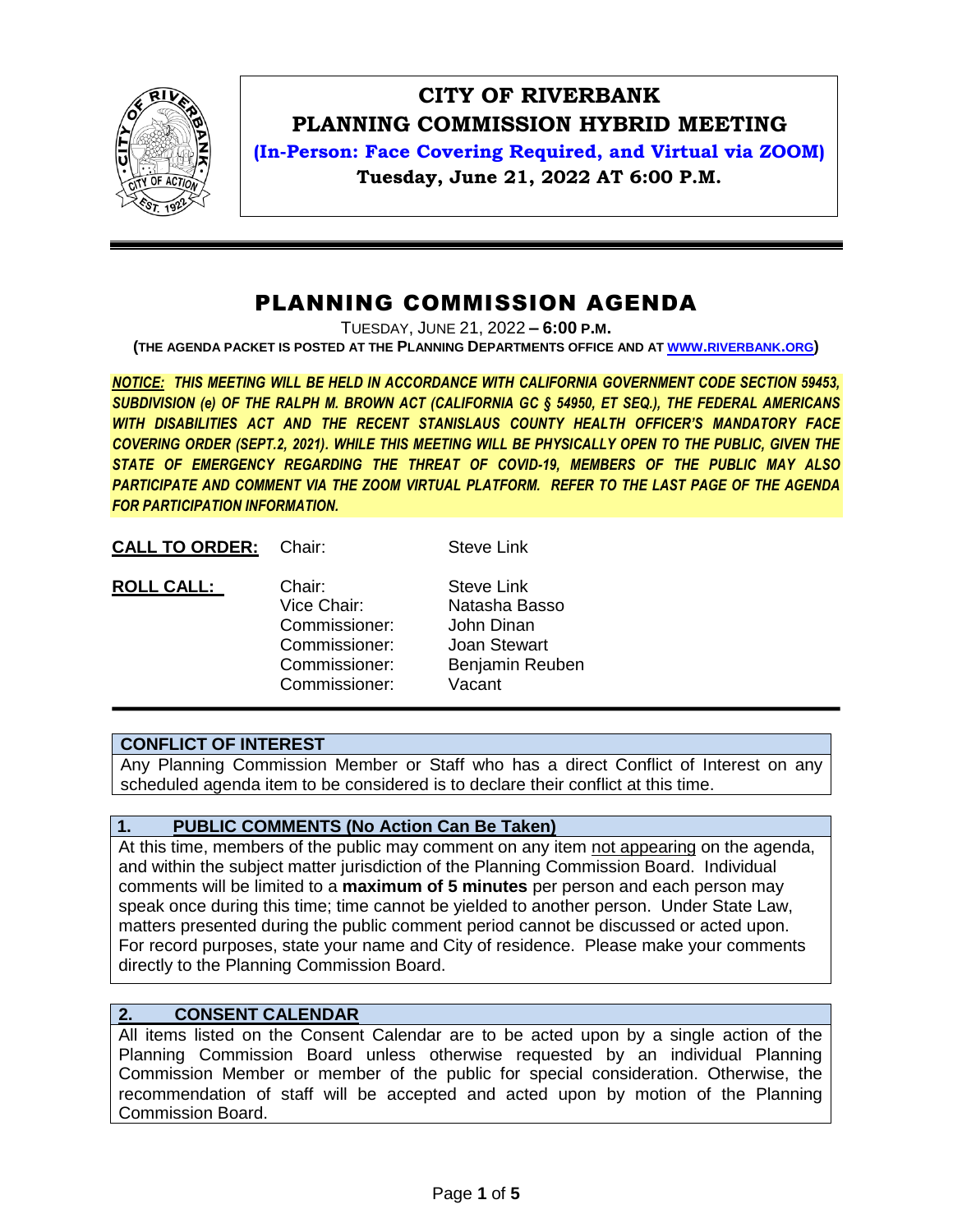# CITY OF RIVERBANK
## PLANNING COMMISSION HYBRID MEETING
**(In-Person: Face Covering Required, and Virtual via ZOOM)**
**Tuesday, June 21, 2022 AT 6:00 P.M.**

# PLANNING COMMISSION AGENDA

TUESDAY, JUNE 21, 2022 **– 6:00 P.M.**

**(THE AGENDA PACKET IS POSTED AT THE PLANNING DEPARTMENTS OFFICE AND AT WWW.RIVERBANK.ORG)**

***NOTICE:* *THIS MEETING WILL BE HELD IN ACCORDANCE WITH CALIFORNIA GOVERNMENT CODE SECTION 59453, SUBDIVISION (e) OF THE RALPH M. BROWN ACT (CALIFORNIA GC § 54950, ET SEQ.), THE FEDERAL AMERICANS WITH DISABILITIES ACT AND THE RECENT STANISLAUS COUNTY HEALTH OFFICER'S MANDATORY FACE COVERING ORDER (SEPT.2, 2021). WHILE THIS MEETING WILL BE PHYSICALLY OPEN TO THE PUBLIC, GIVEN THE STATE OF EMERGENCY REGARDING THE THREAT OF COVID-19, MEMBERS OF THE PUBLIC MAY ALSO PARTICIPATE AND COMMENT VIA THE ZOOM VIRTUAL PLATFORM. REFER TO THE LAST PAGE OF THE AGENDA FOR PARTICIPATION INFORMATION.***

**CALL TO ORDER:** Chair: Steve Link

**ROLL CALL:**

| | |
|---|---|
| Chair: | Steve Link |
| Vice Chair: | Natasha Basso |
| Commissioner: | John Dinan |
| Commissioner: | Joan Stewart |
| Commissioner: | Benjamin Reuben |
| Commissioner: | Vacant |

### CONFLICT OF INTEREST

Any Planning Commission Member or Staff who has a direct Conflict of Interest on any scheduled agenda item to be considered is to declare their conflict at this time.

### 1. PUBLIC COMMENTS (No Action Can Be Taken)

At this time, members of the public may comment on any item not appearing on the agenda, and within the subject matter jurisdiction of the Planning Commission Board. Individual comments will be limited to a **maximum of 5 minutes** per person and each person may speak once during this time; time cannot be yielded to another person. Under State Law, matters presented during the public comment period cannot be discussed or acted upon. For record purposes, state your name and City of residence. Please make your comments directly to the Planning Commission Board.

### 2. CONSENT CALENDAR

All items listed on the Consent Calendar are to be acted upon by a single action of the Planning Commission Board unless otherwise requested by an individual Planning Commission Member or member of the public for special consideration. Otherwise, the recommendation of staff will be accepted and acted upon by motion of the Planning Commission Board.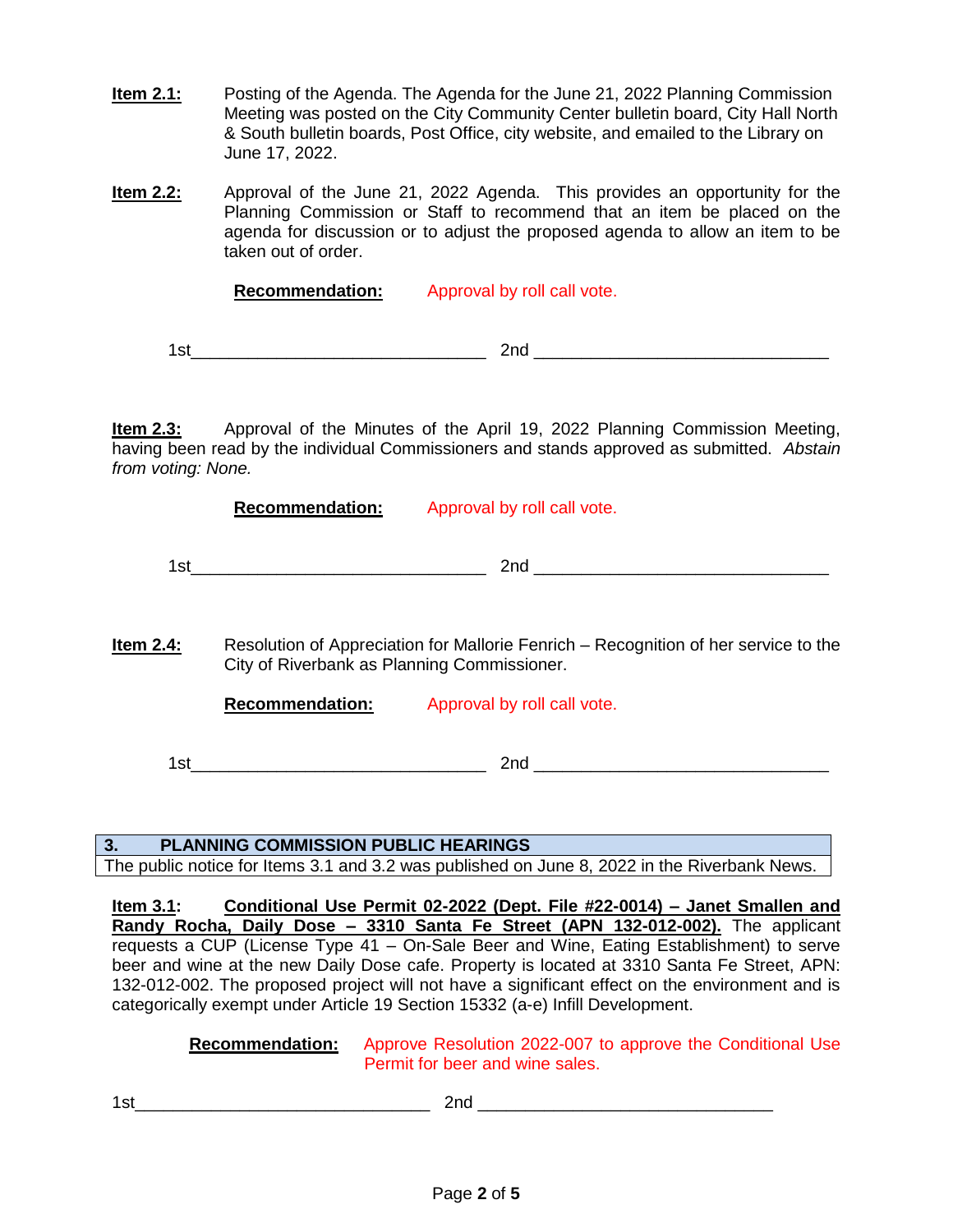**Item 2.1:** Posting of the Agenda. The Agenda for the June 21, 2022 Planning Commission Meeting was posted on the City Community Center bulletin board, City Hall North & South bulletin boards, Post Office, city website, and emailed to the Library on June 17, 2022.

**Item 2.2:** Approval of the June 21, 2022 Agenda. This provides an opportunity for the Planning Commission or Staff to recommend that an item be placed on the agenda for discussion or to adjust the proposed agenda to allow an item to be taken out of order.

**Recommendation:** Approval by roll call vote.

1st_______________________________ 2nd _______________________________

**Item 2.3:** Approval of the Minutes of the April 19, 2022 Planning Commission Meeting, having been read by the individual Commissioners and stands approved as submitted. *Abstain from voting: None.*

**Recommendation:** Approval by roll call vote.

1st_______________________________ 2nd _______________________________

**Item 2.4:** Resolution of Appreciation for Mallorie Fenrich – Recognition of her service to the City of Riverbank as Planning Commissioner.

**Recommendation:** Approval by roll call vote.

1st_______________________________ 2nd _______________________________

## 3. PLANNING COMMISSION PUBLIC HEARINGS

The public notice for Items 3.1 and 3.2 was published on June 8, 2022 in the Riverbank News.

**Item 3.1:** **Conditional Use Permit 02-2022 (Dept. File #22-0014) – Janet Smallen and Randy Rocha, Daily Dose – 3310 Santa Fe Street (APN 132-012-002).** The applicant requests a CUP (License Type 41 – On-Sale Beer and Wine, Eating Establishment) to serve beer and wine at the new Daily Dose cafe. Property is located at 3310 Santa Fe Street, APN: 132-012-002. The proposed project will not have a significant effect on the environment and is categorically exempt under Article 19 Section 15332 (a-e) Infill Development.

**Recommendation:** Approve Resolution 2022-007 to approve the Conditional Use Permit for beer and wine sales.

1st_______________________________ 2nd _______________________________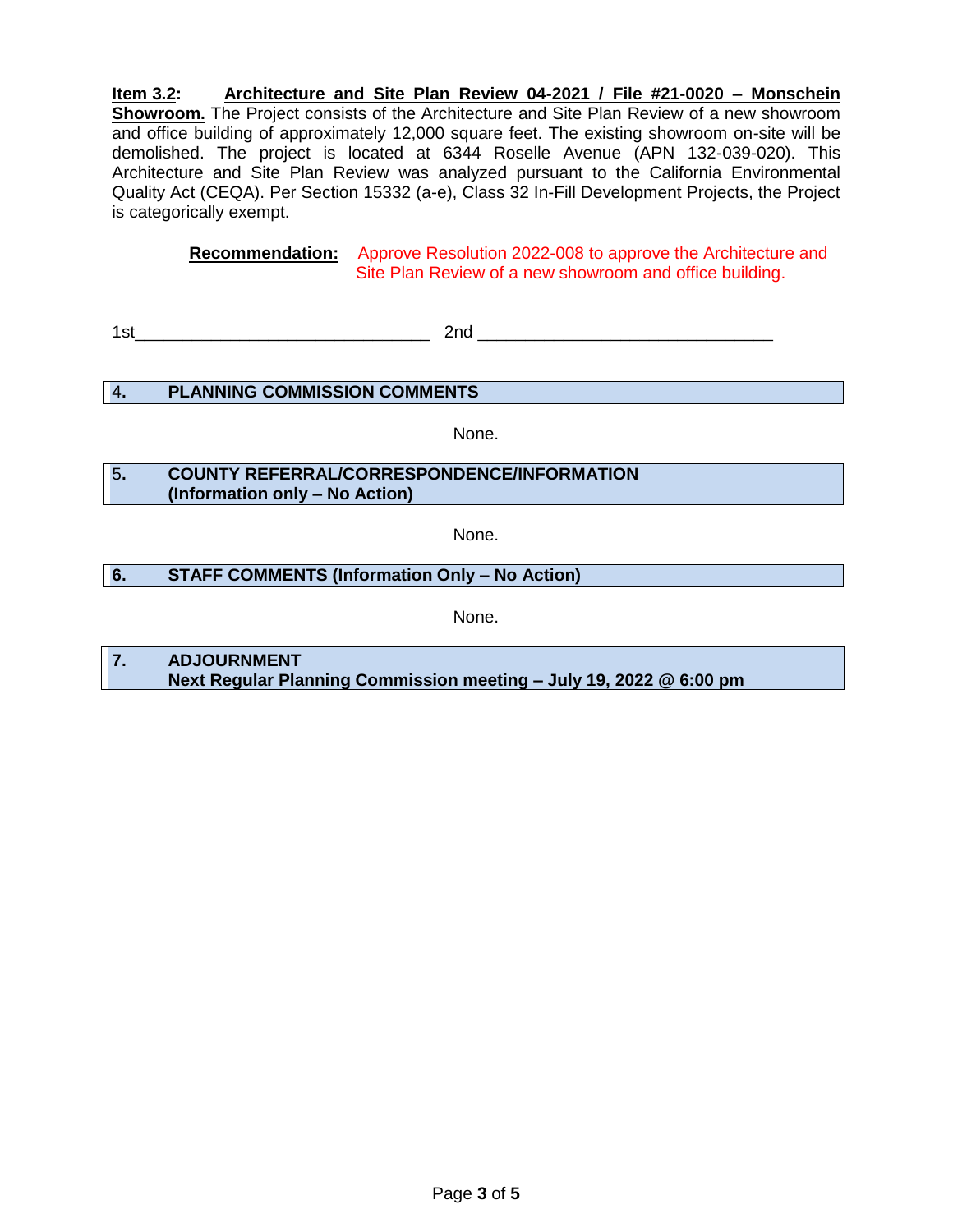**Item 3.2: Architecture and Site Plan Review 04-2021 / File #21-0020 – Monschein Showroom.** The Project consists of the Architecture and Site Plan Review of a new showroom and office building of approximately 12,000 square feet. The existing showroom on-site will be demolished. The project is located at 6344 Roselle Avenue (APN 132-039-020). This Architecture and Site Plan Review was analyzed pursuant to the California Environmental Quality Act (CEQA). Per Section 15332 (a-e), Class 32 In-Fill Development Projects, the Project is categorically exempt.

**Recommendation:** Approve Resolution 2022-008 to approve the Architecture and Site Plan Review of a new showroom and office building.

1st_______________________________ 2nd _______________________________

## 4. PLANNING COMMISSION COMMENTS

None.

## 5. COUNTY REFERRAL/CORRESPONDENCE/INFORMATION (Information only – No Action)

None.

## 6. STAFF COMMENTS (Information Only – No Action)

None.

## 7. ADJOURNMENT

**Next Regular Planning Commission meeting – July 19, 2022 @ 6:00 pm**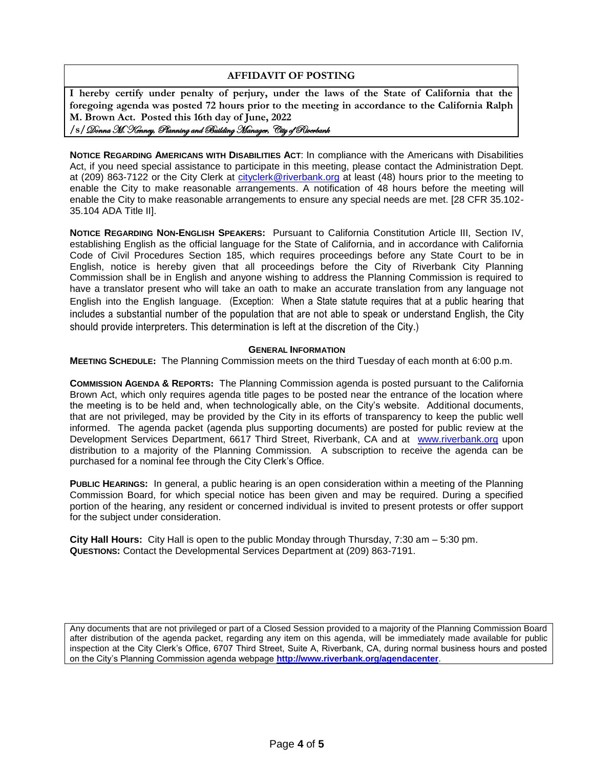## AFFIDAVIT OF POSTING

**I hereby certify under penalty of perjury, under the laws of the State of California that the foregoing agenda was posted 72 hours prior to the meeting in accordance to the California Ralph M. Brown Act. Posted this 16th day of June, 2022**
**/s/** *Donna M. Kenney, Planning and Building Manager, City of Riverbank*

**NOTICE REGARDING AMERICANS WITH DISABILITIES ACT**: In compliance with the Americans with Disabilities Act, if you need special assistance to participate in this meeting, please contact the Administration Dept. at (209) 863-7122 or the City Clerk at cityclerk@riverbank.org at least (48) hours prior to the meeting to enable the City to make reasonable arrangements. A notification of 48 hours before the meeting will enable the City to make reasonable arrangements to ensure any special needs are met. [28 CFR 35.102-35.104 ADA Title II].

**NOTICE REGARDING NON-ENGLISH SPEAKERS:** Pursuant to California Constitution Article III, Section IV, establishing English as the official language for the State of California, and in accordance with California Code of Civil Procedures Section 185, which requires proceedings before any State Court to be in English, notice is hereby given that all proceedings before the City of Riverbank City Planning Commission shall be in English and anyone wishing to address the Planning Commission is required to have a translator present who will take an oath to make an accurate translation from any language not English into the English language. (Exception: When a State statute requires that at a public hearing that includes a substantial number of the population that are not able to speak or understand English, the City should provide interpreters. This determination is left at the discretion of the City.)

### GENERAL INFORMATION

**MEETING SCHEDULE:** The Planning Commission meets on the third Tuesday of each month at 6:00 p.m.

**COMMISSION AGENDA & REPORTS:** The Planning Commission agenda is posted pursuant to the California Brown Act, which only requires agenda title pages to be posted near the entrance of the location where the meeting is to be held and, when technologically able, on the City's website. Additional documents, that are not privileged, may be provided by the City in its efforts of transparency to keep the public well informed. The agenda packet (agenda plus supporting documents) are posted for public review at the Development Services Department, 6617 Third Street, Riverbank, CA and at www.riverbank.org upon distribution to a majority of the Planning Commission. A subscription to receive the agenda can be purchased for a nominal fee through the City Clerk's Office.

**PUBLIC HEARINGS:** In general, a public hearing is an open consideration within a meeting of the Planning Commission Board, for which special notice has been given and may be required. During a specified portion of the hearing, any resident or concerned individual is invited to present protests or offer support for the subject under consideration.

**City Hall Hours:** City Hall is open to the public Monday through Thursday, 7:30 am – 5:30 pm.
**QUESTIONS:** Contact the Developmental Services Department at (209) 863-7191.

Any documents that are not privileged or part of a Closed Session provided to a majority of the Planning Commission Board after distribution of the agenda packet, regarding any item on this agenda, will be immediately made available for public inspection at the City Clerk's Office, 6707 Third Street, Suite A, Riverbank, CA, during normal business hours and posted on the City's Planning Commission agenda webpage **http://www.riverbank.org/agendacenter**.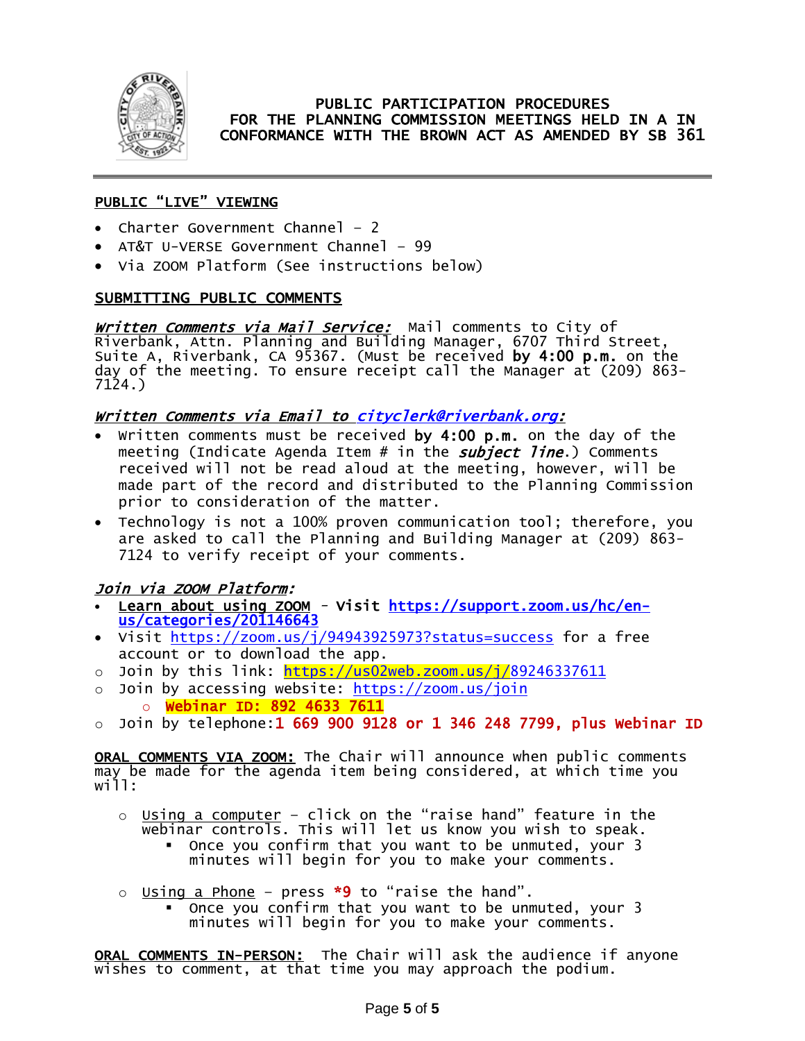# PUBLIC PARTICIPATION PROCEDURES FOR THE PLANNING COMMISSION MEETINGS HELD IN A IN CONFORMANCE WITH THE BROWN ACT AS AMENDED BY SB 361

## PUBLIC "LIVE" VIEWING

- Charter Government Channel – 2
- AT&T U-VERSE Government Channel – 99
- Via ZOOM Platform (See instructions below)

## SUBMITTING PUBLIC COMMENTS

***Written Comments via Mail Service:*** Mail comments to City of Riverbank, Attn. Planning and Building Manager, 6707 Third Street, Suite A, Riverbank, CA 95367. (Must be received **by 4:00 p.m.** on the day of the meeting. To ensure receipt call the Manager at (209) 863-7124.)

***Written Comments via Email to cityclerk@riverbank.org:***

- Written comments must be received **by 4:00 p.m.** on the day of the meeting (Indicate Agenda Item # in the ***subject line***.) Comments received will not be read aloud at the meeting, however, will be made part of the record and distributed to the Planning Commission prior to consideration of the matter.
- Technology is not a 100% proven communication tool; therefore, you are asked to call the Planning and Building Manager at (209) 863-7124 to verify receipt of your comments.

***Join via ZOOM Platform:***

- **Learn about using ZOOM** - **Visit https://support.zoom.us/hc/en-us/categories/201146643**
- Visit https://zoom.us/j/94943925973?status=success for a free account or to download the app.
  - Join by this link: https://us02web.zoom.us/j/89246337611
  - Join by accessing website: https://zoom.us/join
    - **Webinar ID: 892 4633 7611**
  - Join by telephone: **1 669 900 9128 or 1 346 248 7799, plus Webinar ID**

**ORAL COMMENTS VIA ZOOM:** The Chair will announce when public comments may be made for the agenda item being considered, at which time you will:

- Using a computer – click on the "raise hand" feature in the webinar controls. This will let us know you wish to speak.
  - Once you confirm that you want to be unmuted, your 3 minutes will begin for you to make your comments.
- Using a Phone – press **\*9** to "raise the hand".
  - Once you confirm that you want to be unmuted, your 3 minutes will begin for you to make your comments.

**ORAL COMMENTS IN-PERSON:** The Chair will ask the audience if anyone wishes to comment, at that time you may approach the podium.